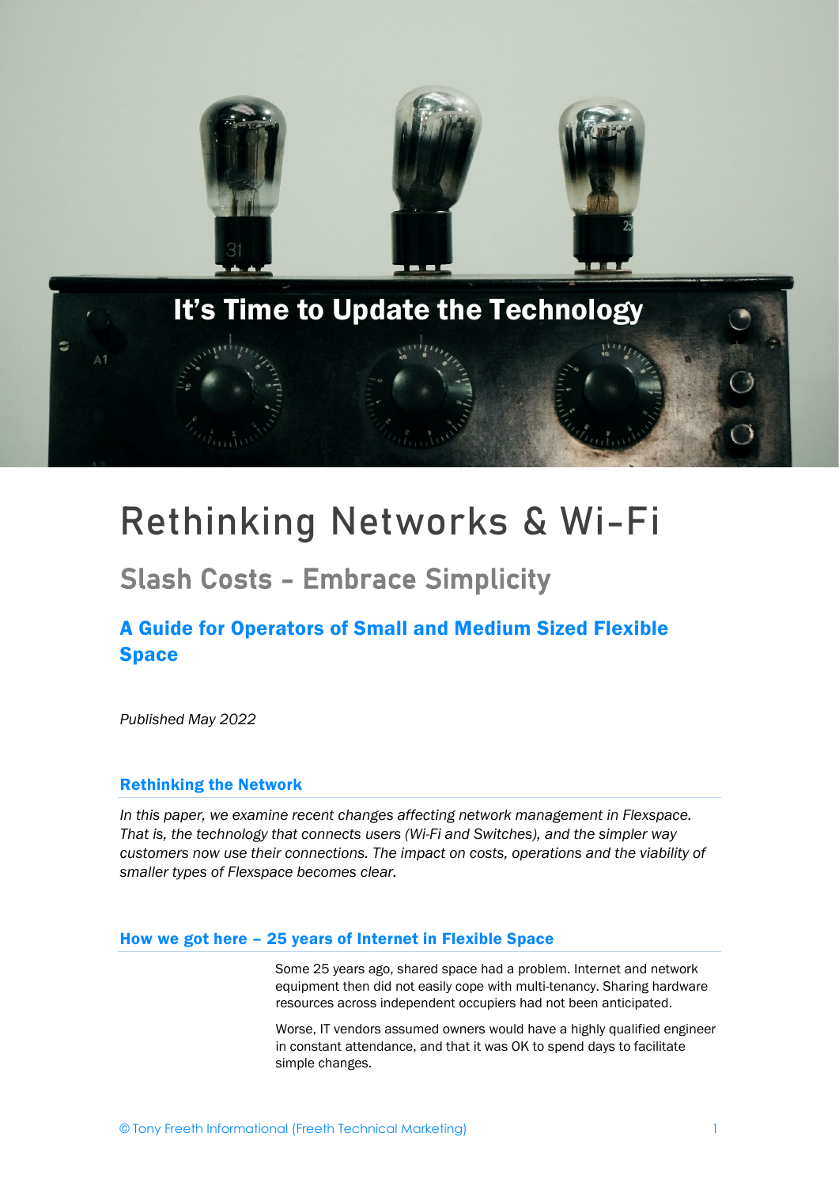It's Time to Update the Technology

# Rethinking Networks & Wi-Fi

## Slash Costs – Embrace Simplicity

### A Guide for Operators of Small and Medium Sized Flexible Space

*Published May 2022*

### Rethinking the Network

*In this paper, we examine recent changes affecting network management in Flexspace. That is, the technology that connects users (Wi-Fi and Switches), and the simpler way customers now use their connections. The impact on costs, operations and the viability of smaller types of Flexspace becomes clear.*

### How we got here – 25 years of Internet in Flexible Space

Some 25 years ago, shared space had a problem. Internet and network equipment then did not easily cope with multi-tenancy. Sharing hardware resources across independent occupiers had not been anticipated.

Worse, IT vendors assumed owners would have a highly qualified engineer in constant attendance, and that it was OK to spend days to facilitate simple changes.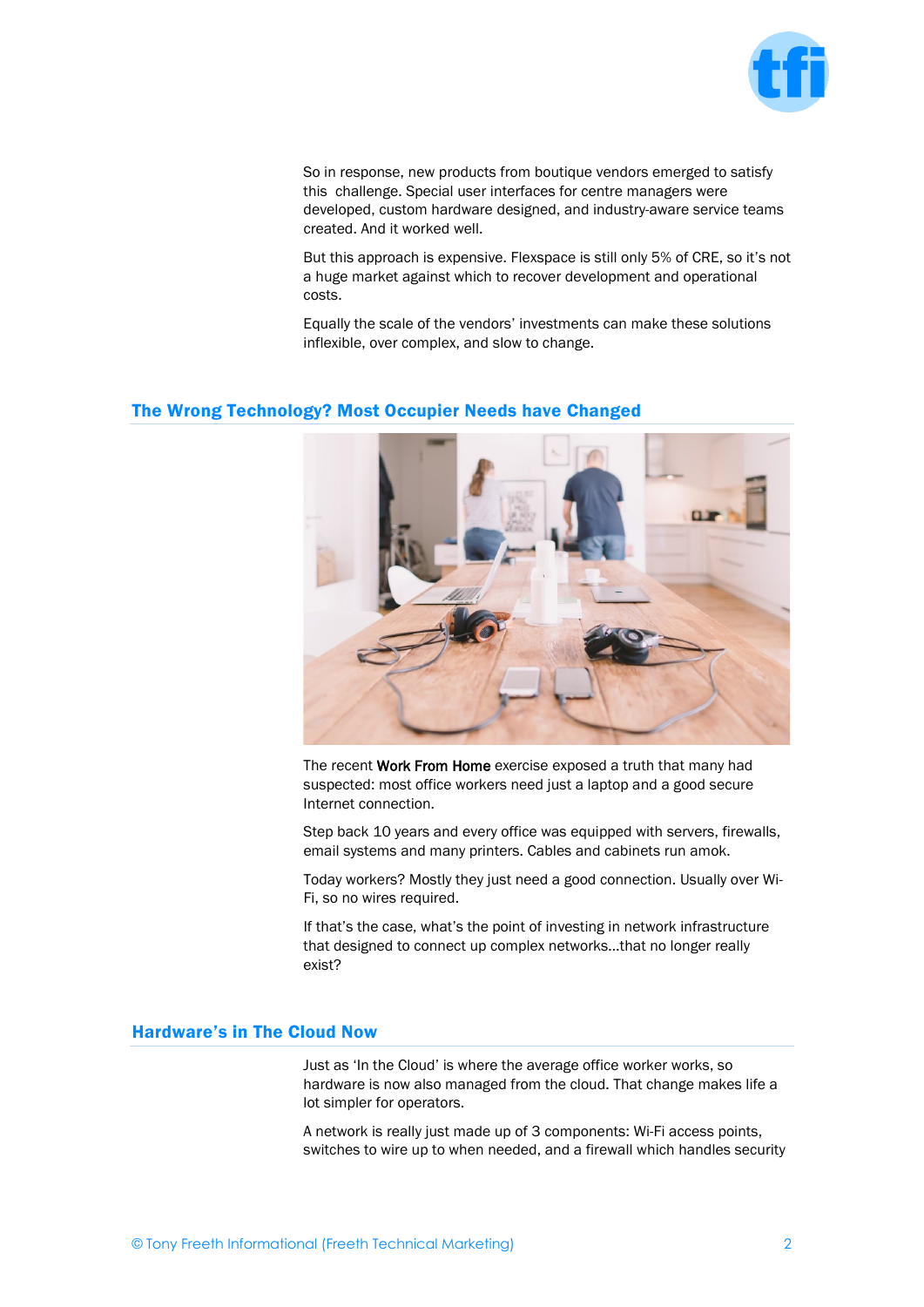So in response, new products from boutique vendors emerged to satisfy this challenge. Special user interfaces for centre managers were developed, custom hardware designed, and industry-aware service teams created. And it worked well.

But this approach is expensive. Flexspace is still only 5% of CRE, so it's not a huge market against which to recover development and operational costs.

Equally the scale of the vendors' investments can make these solutions inflexible, over complex, and slow to change.

## The Wrong Technology? Most Occupier Needs have Changed

The recent **Work From Home** exercise exposed a truth that many had suspected: most office workers need just a laptop and a good secure Internet connection.

Step back 10 years and every office was equipped with servers, firewalls, email systems and many printers. Cables and cabinets run amok.

Today workers? Mostly they just need a good connection. Usually over Wi-Fi, so no wires required.

If that's the case, what's the point of investing in network infrastructure that designed to connect up complex networks…that no longer really exist?

## Hardware's in The Cloud Now

Just as 'In the Cloud' is where the average office worker works, so hardware is now also managed from the cloud. That change makes life a lot simpler for operators.

A network is really just made up of 3 components: Wi-Fi access points, switches to wire up to when needed, and a firewall which handles security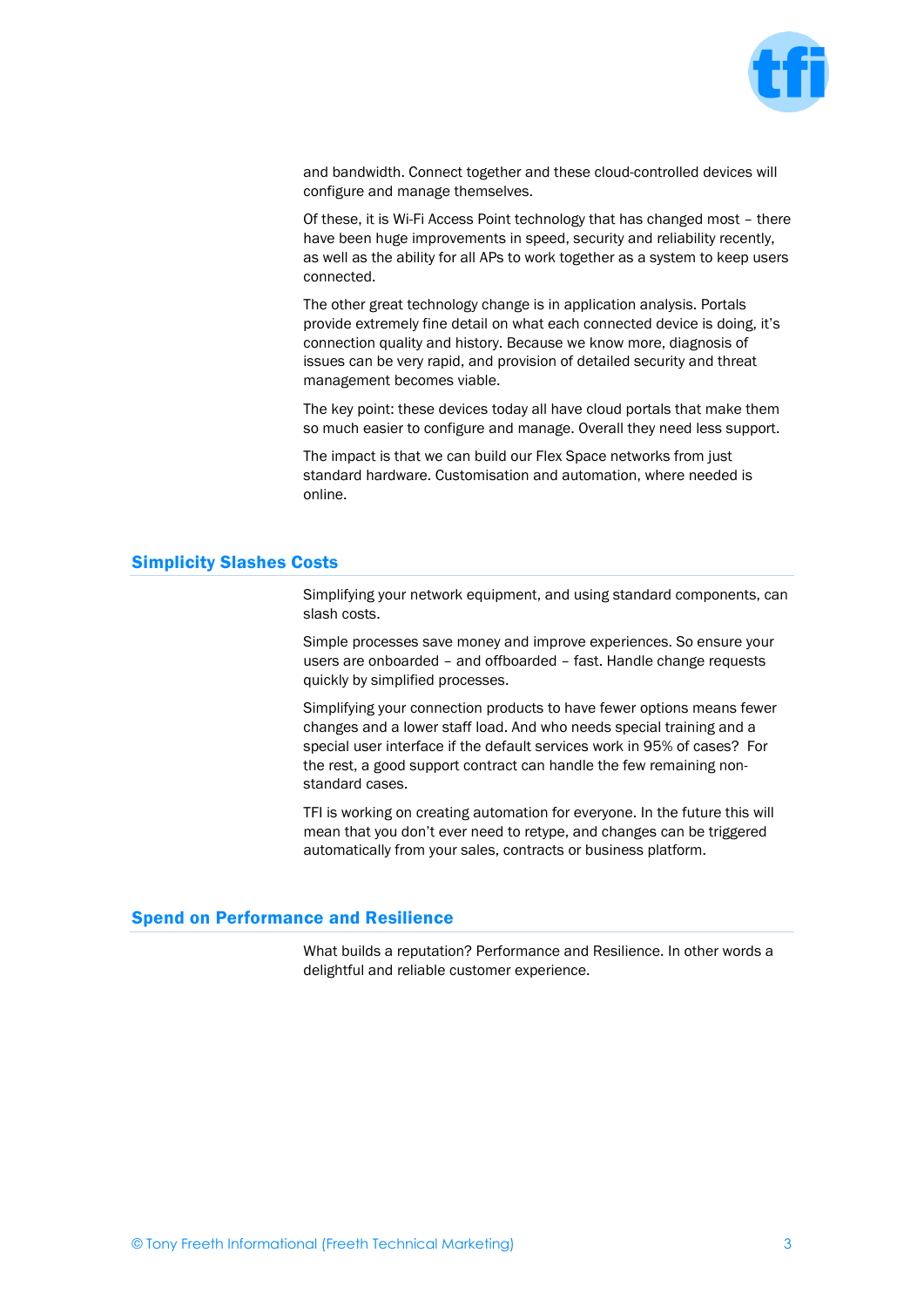and bandwidth. Connect together and these cloud-controlled devices will configure and manage themselves.

Of these, it is Wi-Fi Access Point technology that has changed most – there have been huge improvements in speed, security and reliability recently, as well as the ability for all APs to work together as a system to keep users connected.

The other great technology change is in application analysis. Portals provide extremely fine detail on what each connected device is doing, it's connection quality and history. Because we know more, diagnosis of issues can be very rapid, and provision of detailed security and threat management becomes viable.

The key point: these devices today all have cloud portals that make them so much easier to configure and manage. Overall they need less support.

The impact is that we can build our Flex Space networks from just standard hardware. Customisation and automation, where needed is online.

## Simplicity Slashes Costs

Simplifying your network equipment, and using standard components, can slash costs.

Simple processes save money and improve experiences. So ensure your users are onboarded – and offboarded – fast. Handle change requests quickly by simplified processes.

Simplifying your connection products to have fewer options means fewer changes and a lower staff load. And who needs special training and a special user interface if the default services work in 95% of cases? For the rest, a good support contract can handle the few remaining non-standard cases.

TFI is working on creating automation for everyone. In the future this will mean that you don't ever need to retype, and changes can be triggered automatically from your sales, contracts or business platform.

## Spend on Performance and Resilience

What builds a reputation? Performance and Resilience. In other words a delightful and reliable customer experience.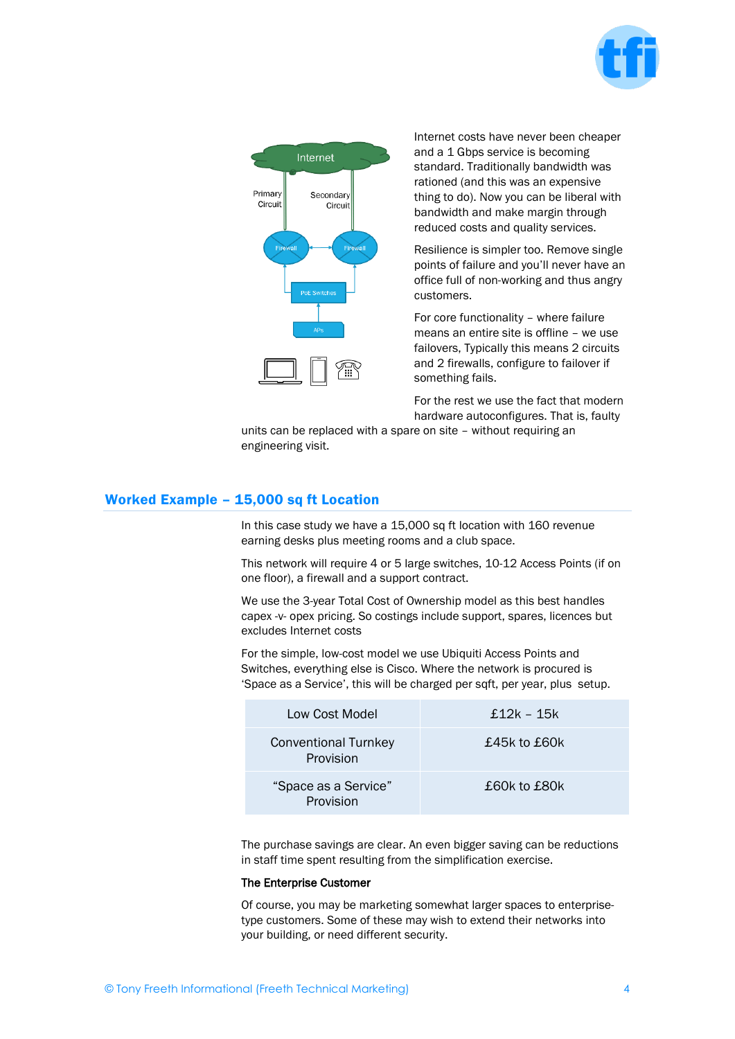Internet costs have never been cheaper and a 1 Gbps service is becoming standard. Traditionally bandwidth was rationed (and this was an expensive thing to do). Now you can be liberal with bandwidth and make margin through reduced costs and quality services.

Resilience is simpler too. Remove single points of failure and you'll never have an office full of non-working and thus angry customers.

For core functionality – where failure means an entire site is offline – we use failovers, Typically this means 2 circuits and 2 firewalls, configure to failover if something fails.

For the rest we use the fact that modern hardware autoconfigures. That is, faulty units can be replaced with a spare on site – without requiring an engineering visit.

## Worked Example – 15,000 sq ft Location

In this case study we have a 15,000 sq ft location with 160 revenue earning desks plus meeting rooms and a club space.

This network will require 4 or 5 large switches, 10-12 Access Points (if on one floor), a firewall and a support contract.

We use the 3-year Total Cost of Ownership model as this best handles capex -v- opex pricing. So costings include support, spares, licences but excludes Internet costs

For the simple, low-cost model we use Ubiquiti Access Points and Switches, everything else is Cisco. Where the network is procured is 'Space as a Service', this will be charged per sqft, per year, plus setup.

| Low Cost Model | £12k – 15k |
|---|---|
| Conventional Turnkey Provision | £45k to £60k |
| "Space as a Service" Provision | £60k to £80k |

The purchase savings are clear. An even bigger saving can be reductions in staff time spent resulting from the simplification exercise.

**The Enterprise Customer**

Of course, you may be marketing somewhat larger spaces to enterprise-type customers. Some of these may wish to extend their networks into your building, or need different security.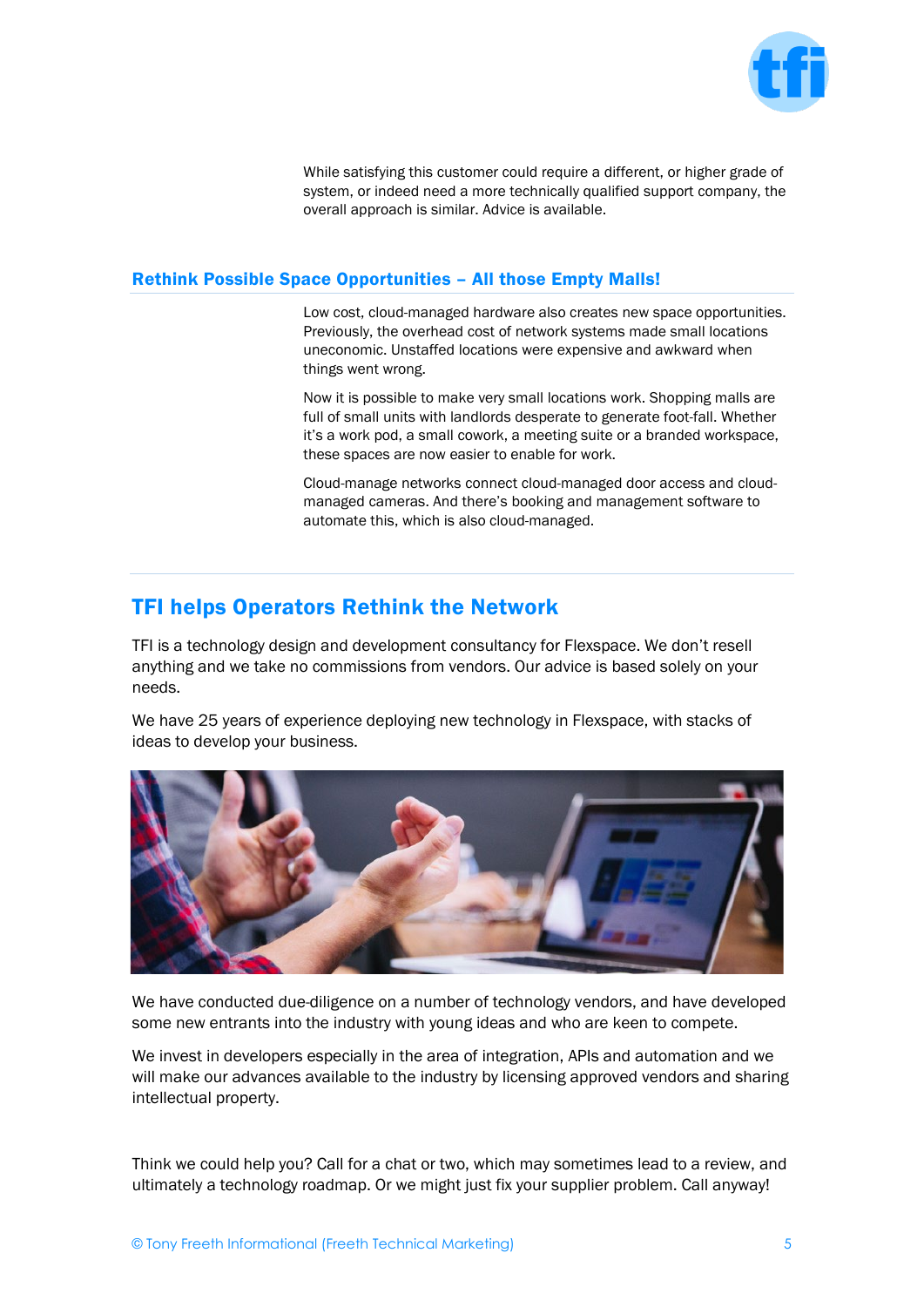While satisfying this customer could require a different, or higher grade of system, or indeed need a more technically qualified support company, the overall approach is similar. Advice is available.

### Rethink Possible Space Opportunities – All those Empty Malls!

Low cost, cloud-managed hardware also creates new space opportunities. Previously, the overhead cost of network systems made small locations uneconomic. Unstaffed locations were expensive and awkward when things went wrong.

Now it is possible to make very small locations work. Shopping malls are full of small units with landlords desperate to generate foot-fall. Whether it's a work pod, a small cowork, a meeting suite or a branded workspace, these spaces are now easier to enable for work.

Cloud-manage networks connect cloud-managed door access and cloud-managed cameras. And there's booking and management software to automate this, which is also cloud-managed.

## TFI helps Operators Rethink the Network

TFI is a technology design and development consultancy for Flexspace. We don't resell anything and we take no commissions from vendors. Our advice is based solely on your needs.

We have 25 years of experience deploying new technology in Flexspace, with stacks of ideas to develop your business.

We have conducted due-diligence on a number of technology vendors, and have developed some new entrants into the industry with young ideas and who are keen to compete.

We invest in developers especially in the area of integration, APIs and automation and we will make our advances available to the industry by licensing approved vendors and sharing intellectual property.

Think we could help you? Call for a chat or two, which may sometimes lead to a review, and ultimately a technology roadmap. Or we might just fix your supplier problem. Call anyway!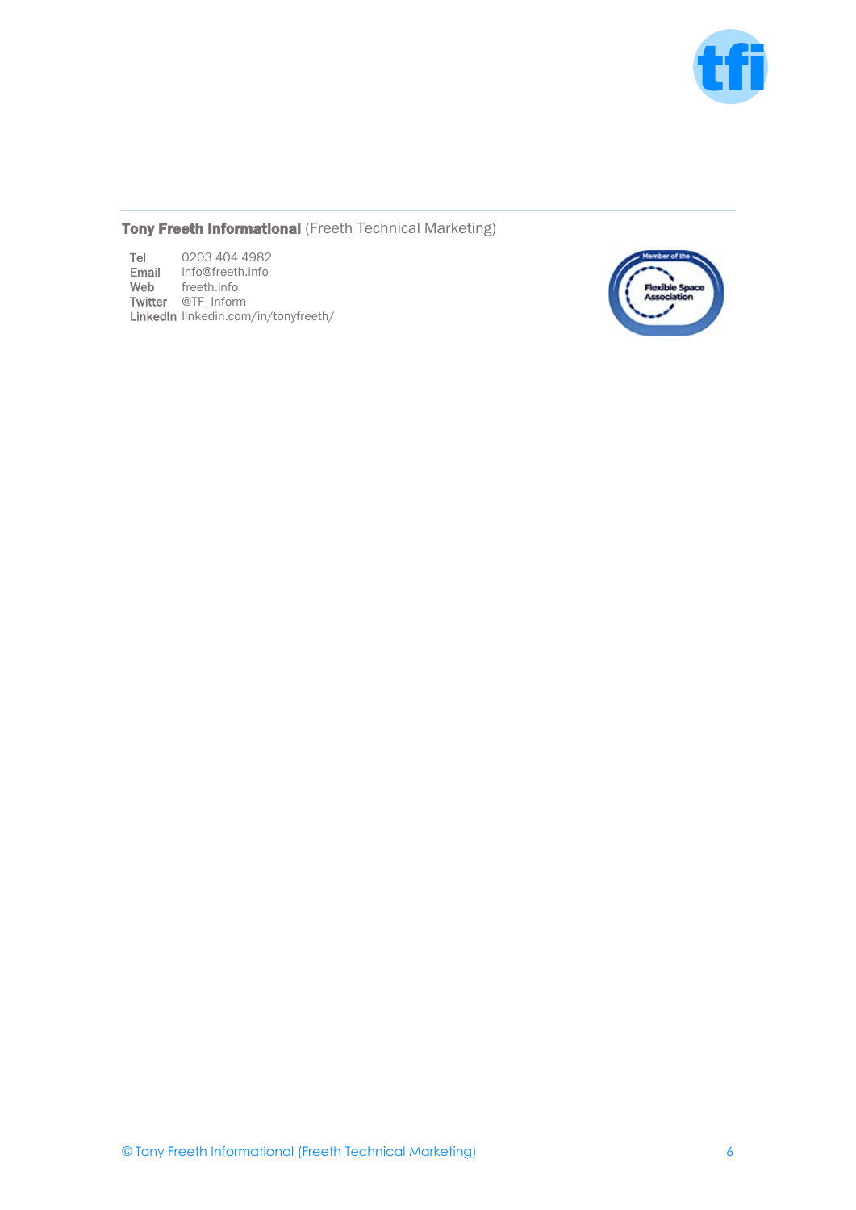**Tony Freeth Informational** (Freeth Technical Marketing)

| | |
|---|---|
| **Tel** | 0203 404 4982 |
| **Email** | info@freeth.info |
| **Web** | freeth.info |
| **Twitter** | @TF_Inform |
| **LinkedIn** | linkedin.com/in/tonyfreeth/ |